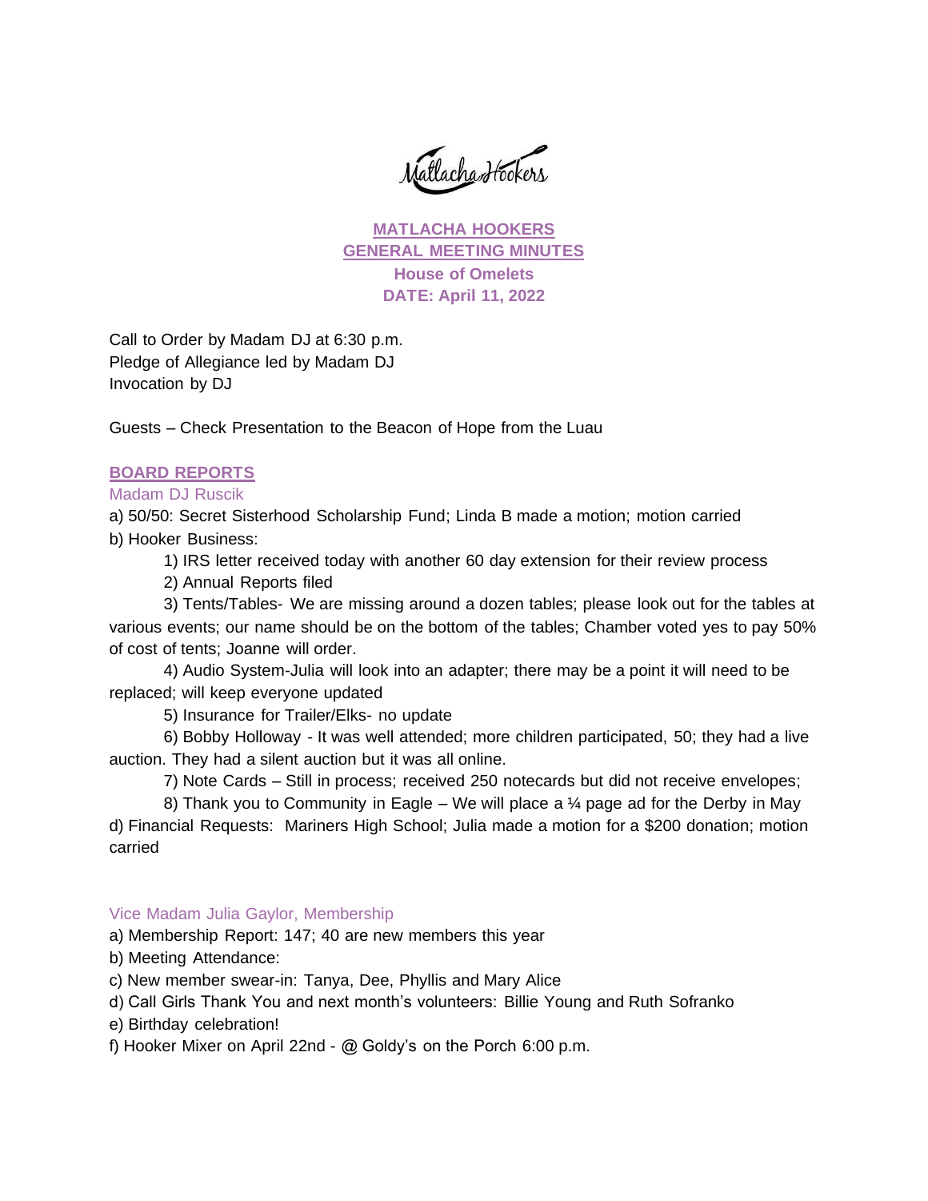Matlacha Hookers

**MATLACHA HOOKERS**
**GENERAL MEETING MINUTES**
**House of Omelets**
**DATE: April 11, 2022**

Call to Order by Madam DJ at 6:30 p.m.
Pledge of Allegiance led by Madam DJ
Invocation by DJ

Guests – Check Presentation to the Beacon of Hope from the Luau

## BOARD REPORTS

### Madam DJ Ruscik

a) 50/50: Secret Sisterhood Scholarship Fund; Linda B made a motion; motion carried

b) Hooker Business:

1) IRS letter received today with another 60 day extension for their review process

2) Annual Reports filed

3) Tents/Tables- We are missing around a dozen tables; please look out for the tables at various events; our name should be on the bottom of the tables; Chamber voted yes to pay 50% of cost of tents; Joanne will order.

4) Audio System-Julia will look into an adapter; there may be a point it will need to be replaced; will keep everyone updated

5) Insurance for Trailer/Elks- no update

6) Bobby Holloway - It was well attended; more children participated, 50; they had a live auction. They had a silent auction but it was all online.

7) Note Cards – Still in process; received 250 notecards but did not receive envelopes;

8) Thank you to Community in Eagle – We will place a ¼ page ad for the Derby in May

d) Financial Requests: Mariners High School; Julia made a motion for a $200 donation; motion carried

### Vice Madam Julia Gaylor, Membership

a) Membership Report: 147; 40 are new members this year

b) Meeting Attendance:

c) New member swear-in: Tanya, Dee, Phyllis and Mary Alice

d) Call Girls Thank You and next month's volunteers: Billie Young and Ruth Sofranko

e) Birthday celebration!

f) Hooker Mixer on April 22nd - @ Goldy's on the Porch 6:00 p.m.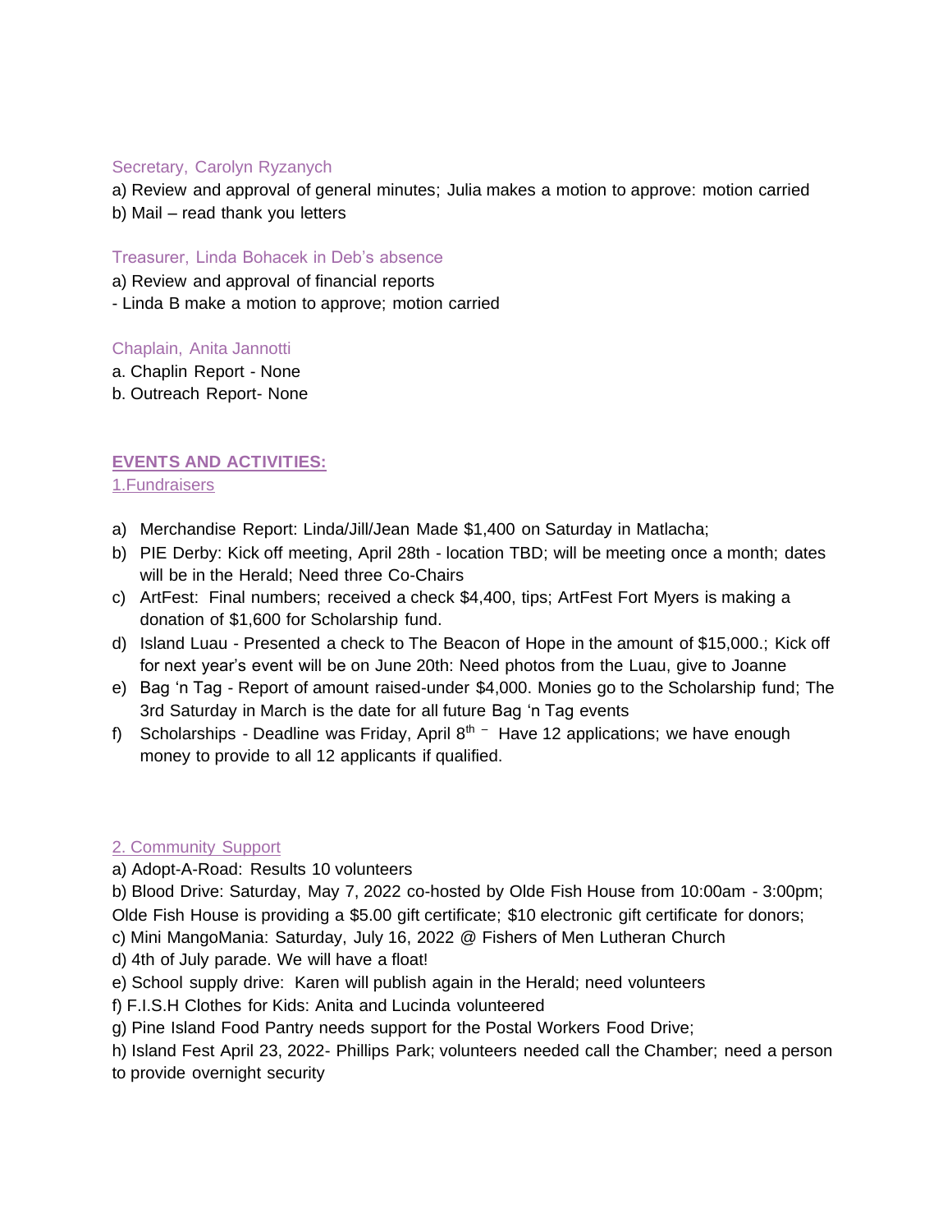### Secretary, Carolyn Ryzanych

a) Review and approval of general minutes; Julia makes a motion to approve: motion carried
b) Mail – read thank you letters

### Treasurer, Linda Bohacek in Deb's absence

a) Review and approval of financial reports
- Linda B make a motion to approve; motion carried

### Chaplain, Anita Jannotti

a. Chaplin Report - None
b. Outreach Report- None

## **EVENTS AND ACTIVITIES:**

### 1.Fundraisers

a) Merchandise Report: Linda/Jill/Jean Made $1,400 on Saturday in Matlacha;
b) PIE Derby: Kick off meeting, April 28th - location TBD; will be meeting once a month; dates will be in the Herald; Need three Co-Chairs
c) ArtFest: Final numbers; received a check $4,400, tips; ArtFest Fort Myers is making a donation of $1,600 for Scholarship fund.
d) Island Luau - Presented a check to The Beacon of Hope in the amount of $15,000.; Kick off for next year's event will be on June 20th: Need photos from the Luau, give to Joanne
e) Bag 'n Tag - Report of amount raised-under $4,000. Monies go to the Scholarship fund; The 3rd Saturday in March is the date for all future Bag 'n Tag events
f) Scholarships - Deadline was Friday, April 8th – Have 12 applications; we have enough money to provide to all 12 applicants if qualified.

### 2. Community Support

a) Adopt-A-Road: Results 10 volunteers
b) Blood Drive: Saturday, May 7, 2022 co-hosted by Olde Fish House from 10:00am - 3:00pm; Olde Fish House is providing a $5.00 gift certificate; $10 electronic gift certificate for donors;
c) Mini MangoMania: Saturday, July 16, 2022 @ Fishers of Men Lutheran Church
d) 4th of July parade. We will have a float!
e) School supply drive: Karen will publish again in the Herald; need volunteers
f) F.I.S.H Clothes for Kids: Anita and Lucinda volunteered
g) Pine Island Food Pantry needs support for the Postal Workers Food Drive;
h) Island Fest April 23, 2022- Phillips Park; volunteers needed call the Chamber; need a person to provide overnight security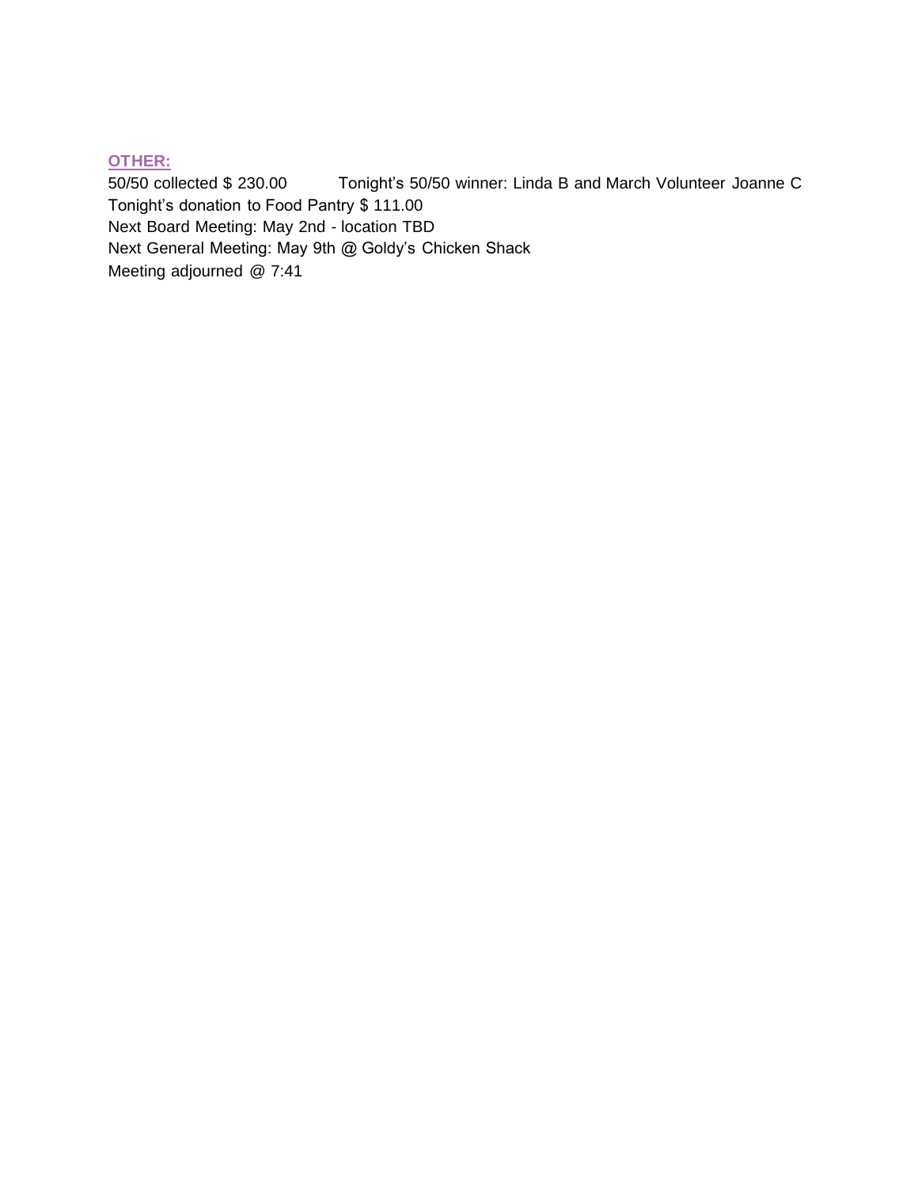**OTHER:**

50/50 collected $ 230.00  Tonight's 50/50 winner: Linda B and March Volunteer Joanne C
Tonight's donation to Food Pantry $ 111.00
Next Board Meeting: May 2nd - location TBD
Next General Meeting: May 9th @ Goldy's Chicken Shack
Meeting adjourned @ 7:41